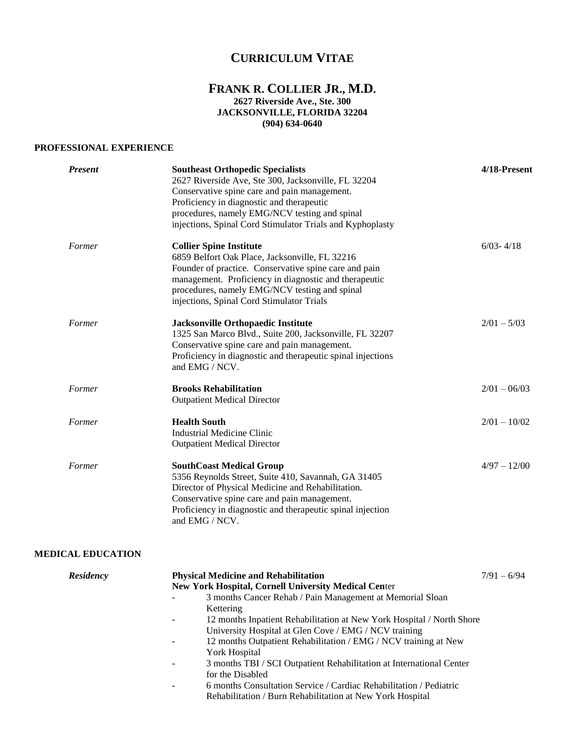# CURRICULUM VITAE

## FRANK R. COLLIER JR., M.D.

**2627 Riverside Ave., Ste. 300**
**JACKSONVILLE, FLORIDA 32204**
**(904) 634-0640**

### PROFESSIONAL EXPERIENCE

***Present*** — **Southeast Orthopedic Specialists** — **4/18-Present**
2627 Riverside Ave, Ste 300, Jacksonville, FL 32204
Conservative spine care and pain management.
Proficiency in diagnostic and therapeutic procedures, namely EMG/NCV testing and spinal injections, Spinal Cord Stimulator Trials and Kyphoplasty

*Former* — **Collier Spine Institute** — 6/03- 4/18
6859 Belfort Oak Place, Jacksonville, FL 32216
Founder of practice. Conservative spine care and pain management. Proficiency in diagnostic and therapeutic procedures, namely EMG/NCV testing and spinal injections, Spinal Cord Stimulator Trials

*Former* — **Jacksonville Orthopaedic Institute** — 2/01 – 5/03
1325 San Marco Blvd., Suite 200, Jacksonville, FL 32207
Conservative spine care and pain management.
Proficiency in diagnostic and therapeutic spinal injections and EMG / NCV.

*Former* — **Brooks Rehabilitation** — 2/01 – 06/03
Outpatient Medical Director

*Former* — **Health South** — 2/01 – 10/02
Industrial Medicine Clinic
Outpatient Medical Director

*Former* — **SouthCoast Medical Group** — 4/97 – 12/00
5356 Reynolds Street, Suite 410, Savannah, GA 31405
Director of Physical Medicine and Rehabilitation.
Conservative spine care and pain management.
Proficiency in diagnostic and therapeutic spinal injection and EMG / NCV.

### MEDICAL EDUCATION

***Residency*** — **Physical Medicine and Rehabilitation** — 7/91 – 6/94
**New York Hospital, Cornell University Medical Cen**ter

- 3 months Cancer Rehab / Pain Management at Memorial Sloan Kettering
- 12 months Inpatient Rehabilitation at New York Hospital / North Shore University Hospital at Glen Cove / EMG / NCV training
- 12 months Outpatient Rehabilitation / EMG / NCV training at New York Hospital
- 3 months TBI / SCI Outpatient Rehabilitation at International Center for the Disabled
- 6 months Consultation Service / Cardiac Rehabilitation / Pediatric Rehabilitation / Burn Rehabilitation at New York Hospital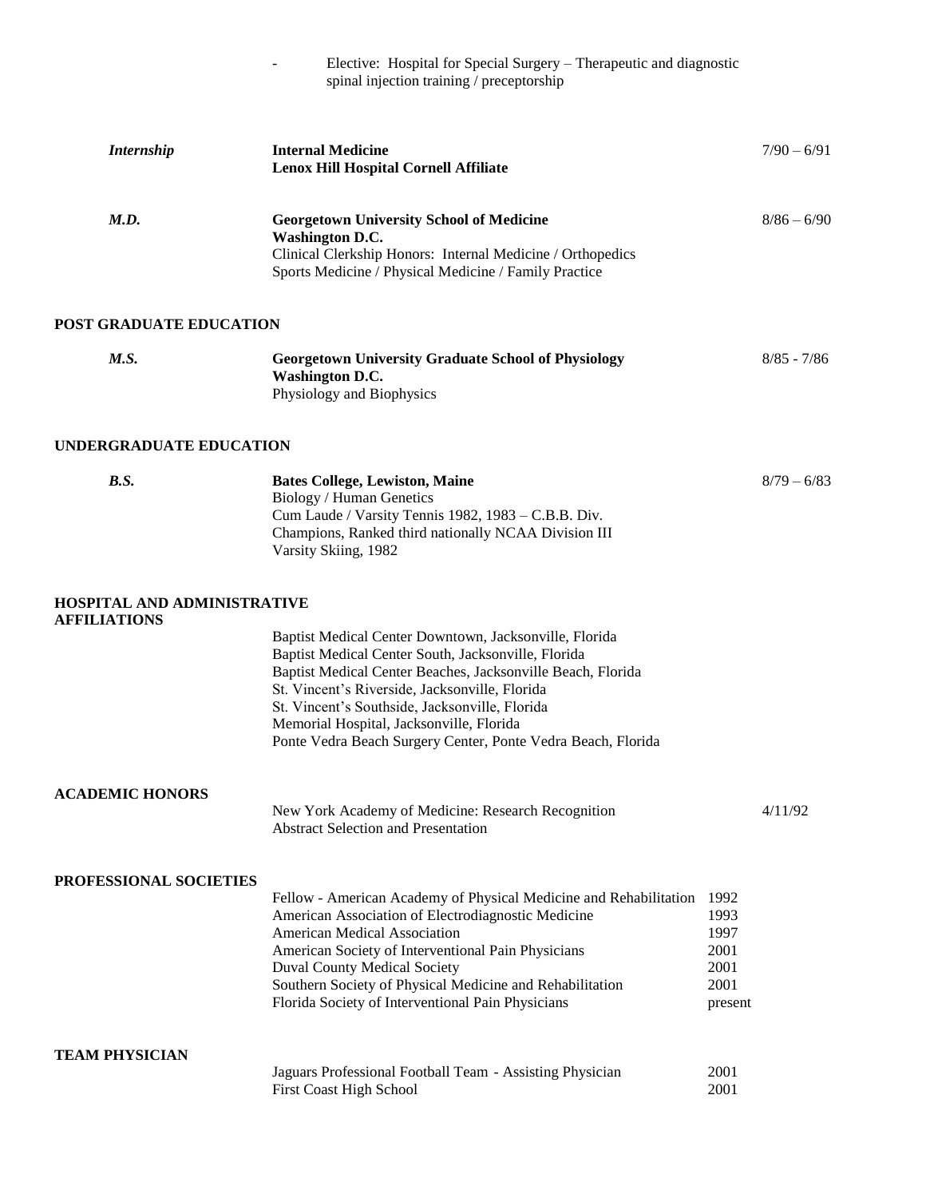- Elective: Hospital for Special Surgery – Therapeutic and diagnostic spinal injection training / preceptorship

***Internship*** — **Internal Medicine** — 7/90 – 6/91
**Lenox Hill Hospital Cornell Affiliate**

***M.D.*** — **Georgetown University School of Medicine** — 8/86 – 6/90
**Washington D.C.**
Clinical Clerkship Honors: Internal Medicine / Orthopedics
Sports Medicine / Physical Medicine / Family Practice

## POST GRADUATE EDUCATION

***M.S.*** — **Georgetown University Graduate School of Physiology** — 8/85 - 7/86
**Washington D.C.**
Physiology and Biophysics

## UNDERGRADUATE EDUCATION

***B.S.*** — **Bates College, Lewiston, Maine** — 8/79 – 6/83
Biology / Human Genetics
Cum Laude / Varsity Tennis 1982, 1983 – C.B.B. Div.
Champions, Ranked third nationally NCAA Division III
Varsity Skiing, 1982

## HOSPITAL AND ADMINISTRATIVE AFFILIATIONS

Baptist Medical Center Downtown, Jacksonville, Florida
Baptist Medical Center South, Jacksonville, Florida
Baptist Medical Center Beaches, Jacksonville Beach, Florida
St. Vincent's Riverside, Jacksonville, Florida
St. Vincent's Southside, Jacksonville, Florida
Memorial Hospital, Jacksonville, Florida
Ponte Vedra Beach Surgery Center, Ponte Vedra Beach, Florida

## ACADEMIC HONORS

New York Academy of Medicine: Research Recognition — 4/11/92
Abstract Selection and Presentation

## PROFESSIONAL SOCIETIES

| | |
|---|---|
| Fellow - American Academy of Physical Medicine and Rehabilitation | 1992 |
| American Association of Electrodiagnostic Medicine | 1993 |
| American Medical Association | 1997 |
| American Society of Interventional Pain Physicians | 2001 |
| Duval County Medical Society | 2001 |
| Southern Society of Physical Medicine and Rehabilitation | 2001 |
| Florida Society of Interventional Pain Physicians | present |

## TEAM PHYSICIAN

| | |
|---|---|
| Jaguars Professional Football Team - Assisting Physician | 2001 |
| First Coast High School | 2001 |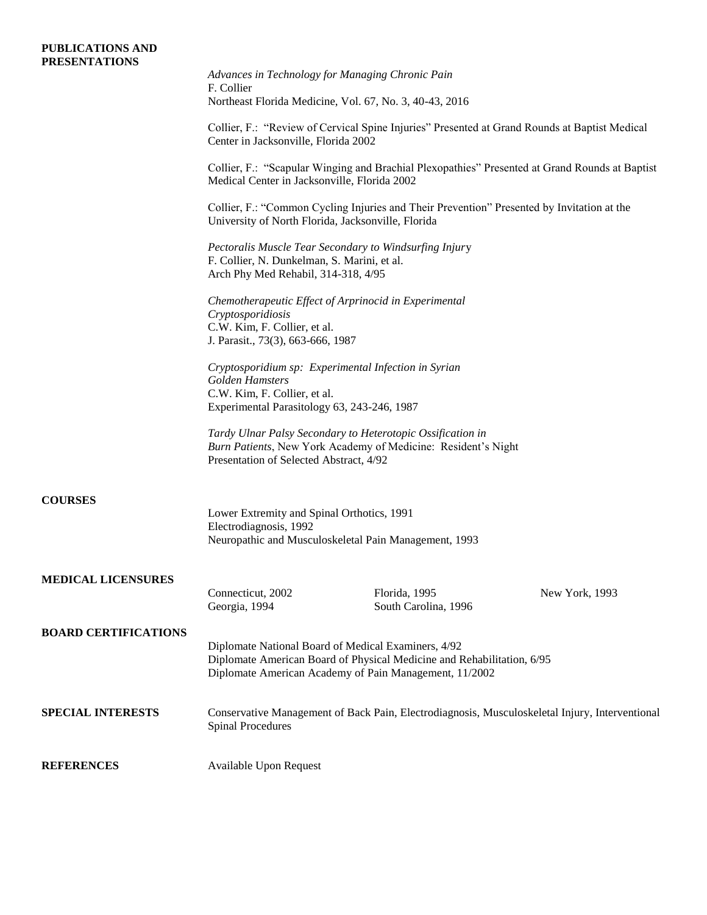## PUBLICATIONS AND PRESENTATIONS

*Advances in Technology for Managing Chronic Pain*
F. Collier
Northeast Florida Medicine, Vol. 67, No. 3, 40-43, 2016

Collier, F.: "Review of Cervical Spine Injuries" Presented at Grand Rounds at Baptist Medical Center in Jacksonville, Florida 2002

Collier, F.: "Scapular Winging and Brachial Plexopathies" Presented at Grand Rounds at Baptist Medical Center in Jacksonville, Florida 2002

Collier, F.: "Common Cycling Injuries and Their Prevention" Presented by Invitation at the University of North Florida, Jacksonville, Florida

*Pectoralis Muscle Tear Secondary to Windsurfing Injury*
F. Collier, N. Dunkelman, S. Marini, et al.
Arch Phy Med Rehabil, 314-318, 4/95

*Chemotherapeutic Effect of Arprinocid in Experimental Cryptosporidiosis*
C.W. Kim, F. Collier, et al.
J. Parasit., 73(3), 663-666, 1987

*Cryptosporidium sp: Experimental Infection in Syrian Golden Hamsters*
C.W. Kim, F. Collier, et al.
Experimental Parasitology 63, 243-246, 1987

*Tardy Ulnar Palsy Secondary to Heterotopic Ossification in Burn Patients*, New York Academy of Medicine: Resident's Night Presentation of Selected Abstract, 4/92

## COURSES

Lower Extremity and Spinal Orthotics, 1991
Electrodiagnosis, 1992
Neuropathic and Musculoskeletal Pain Management, 1993

## MEDICAL LICENSURES

Connecticut, 2002
Florida, 1995
New York, 1993
Georgia, 1994
South Carolina, 1996

## BOARD CERTIFICATIONS

Diplomate National Board of Medical Examiners, 4/92
Diplomate American Board of Physical Medicine and Rehabilitation, 6/95
Diplomate American Academy of Pain Management, 11/2002

## SPECIAL INTERESTS

Conservative Management of Back Pain, Electrodiagnosis, Musculoskeletal Injury, Interventional Spinal Procedures

## REFERENCES

Available Upon Request